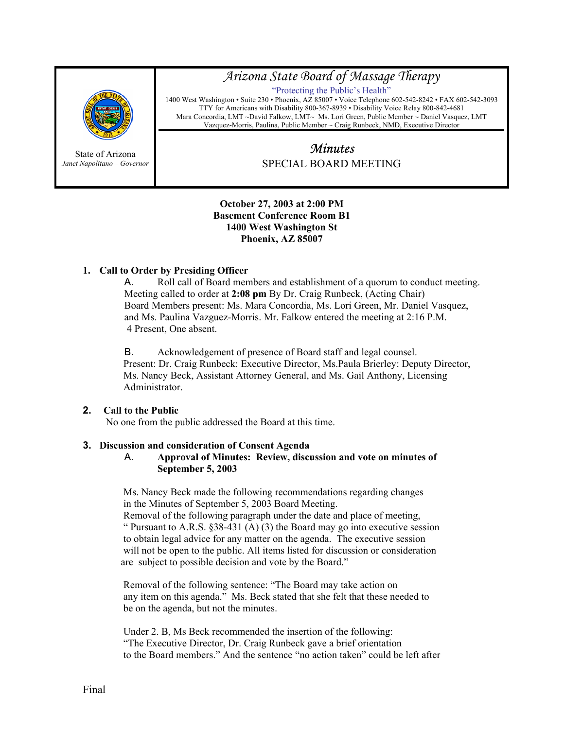State of Arizona
*Janet Napolitano – Governor*

# *Arizona State Board of Massage Therapy*

"Protecting the Public's Health"

1400 West Washington • Suite 230 • Phoenix, AZ 85007 • Voice Telephone 602-542-8242 • FAX 602-542-3093
TTY for Americans with Disability 800-367-8939 • Disability Voice Relay 800-842-4681
Mara Concordia, LMT ~David Falkow, LMT~ Ms. Lori Green, Public Member ~ Daniel Vasquez, LMT
Vazquez-Morris, Paulina, Public Member ~ Craig Runbeck, NMD, Executive Director

## *Minutes*

## SPECIAL BOARD MEETING

**October 27, 2003 at 2:00 PM**
**Basement Conference Room B1**
**1400 West Washington St**
**Phoenix, AZ 85007**

**1. Call to Order by Presiding Officer**

A. Roll call of Board members and establishment of a quorum to conduct meeting.
Meeting called to order at **2:08 pm** By Dr. Craig Runbeck, (Acting Chair)
Board Members present: Ms. Mara Concordia, Ms. Lori Green, Mr. Daniel Vasquez, and Ms. Paulina Vazguez-Morris. Mr. Falkow entered the meeting at 2:16 P.M.
4 Present, One absent.

B. Acknowledgement of presence of Board staff and legal counsel.
Present: Dr. Craig Runbeck: Executive Director, Ms.Paula Brierley: Deputy Director, Ms. Nancy Beck, Assistant Attorney General, and Ms. Gail Anthony, Licensing Administrator.

**2. Call to the Public**

No one from the public addressed the Board at this time.

**3. Discussion and consideration of Consent Agenda**

A. **Approval of Minutes: Review, discussion and vote on minutes of September 5, 2003**

Ms. Nancy Beck made the following recommendations regarding changes in the Minutes of September 5, 2003 Board Meeting.
Removal of the following paragraph under the date and place of meeting, " Pursuant to A.R.S. §38-431 (A) (3) the Board may go into executive session to obtain legal advice for any matter on the agenda. The executive session will not be open to the public. All items listed for discussion or consideration are subject to possible decision and vote by the Board."

Removal of the following sentence: "The Board may take action on any item on this agenda." Ms. Beck stated that she felt that these needed to be on the agenda, but not the minutes.

Under 2. B, Ms Beck recommended the insertion of the following: "The Executive Director, Dr. Craig Runbeck gave a brief orientation to the Board members." And the sentence "no action taken" could be left after

Final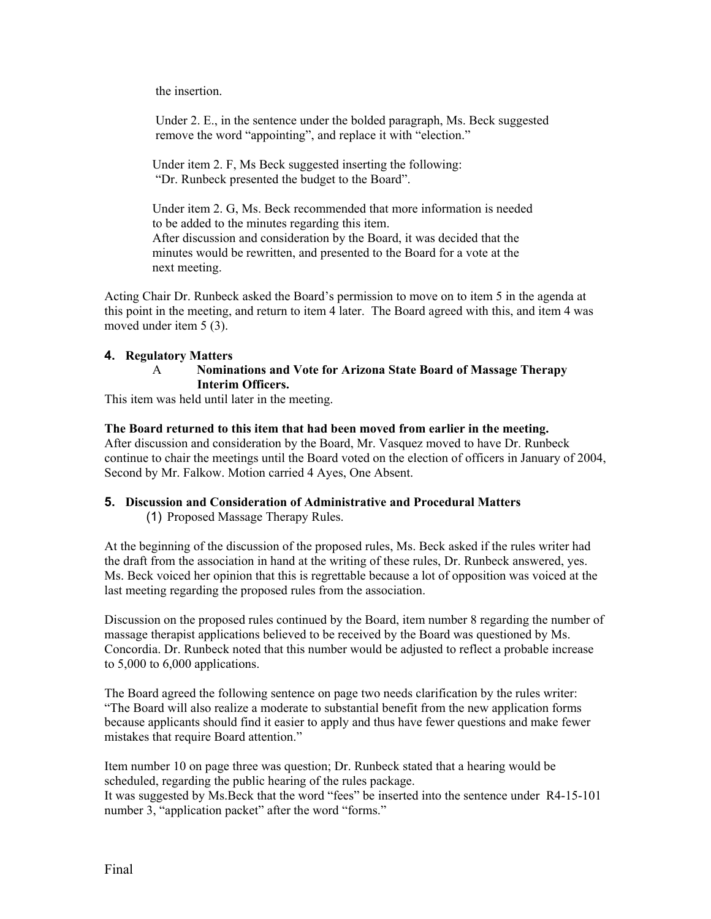the insertion.

Under 2. E., in the sentence under the bolded paragraph, Ms. Beck suggested remove the word “appointing”, and replace it with “election.”

Under item 2. F, Ms Beck suggested inserting the following: “Dr. Runbeck presented the budget to the Board”.

Under item 2. G, Ms. Beck recommended that more information is needed to be added to the minutes regarding this item.
After discussion and consideration by the Board, it was decided that the minutes would be rewritten, and presented to the Board for a vote at the next meeting.

Acting Chair Dr. Runbeck asked the Board’s permission to move on to item 5 in the agenda at this point in the meeting, and return to item 4 later. The Board agreed with this, and item 4 was moved under item 5 (3).

**4. Regulatory Matters**

A **Nominations and Vote for Arizona State Board of Massage Therapy Interim Officers.**

This item was held until later in the meeting.

**The Board returned to this item that had been moved from earlier in the meeting.**
After discussion and consideration by the Board, Mr. Vasquez moved to have Dr. Runbeck continue to chair the meetings until the Board voted on the election of officers in January of 2004, Second by Mr. Falkow. Motion carried 4 Ayes, One Absent.

**5. Discussion and Consideration of Administrative and Procedural Matters**

(1) Proposed Massage Therapy Rules.

At the beginning of the discussion of the proposed rules, Ms. Beck asked if the rules writer had the draft from the association in hand at the writing of these rules, Dr. Runbeck answered, yes. Ms. Beck voiced her opinion that this is regrettable because a lot of opposition was voiced at the last meeting regarding the proposed rules from the association.

Discussion on the proposed rules continued by the Board, item number 8 regarding the number of massage therapist applications believed to be received by the Board was questioned by Ms. Concordia. Dr. Runbeck noted that this number would be adjusted to reflect a probable increase to 5,000 to 6,000 applications.

The Board agreed the following sentence on page two needs clarification by the rules writer: “The Board will also realize a moderate to substantial benefit from the new application forms because applicants should find it easier to apply and thus have fewer questions and make fewer mistakes that require Board attention.”

Item number 10 on page three was question; Dr. Runbeck stated that a hearing would be scheduled, regarding the public hearing of the rules package.
It was suggested by Ms.Beck that the word “fees” be inserted into the sentence under R4-15-101 number 3, “application packet” after the word “forms.”

Final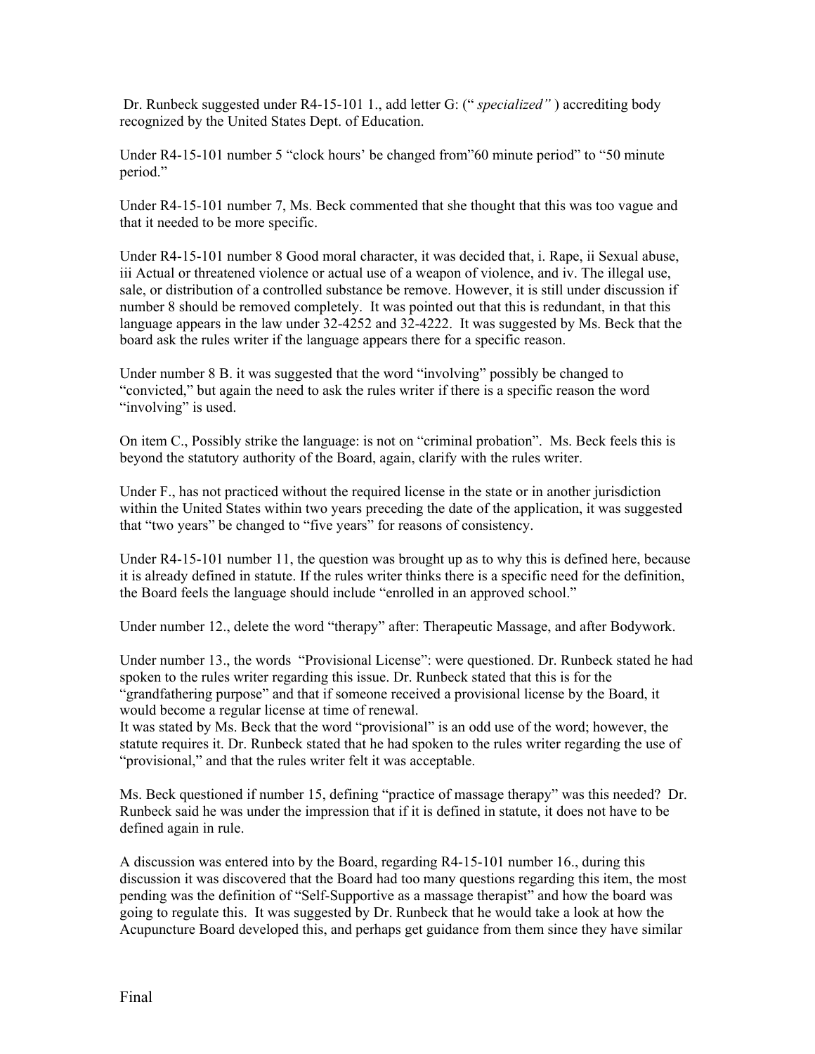Dr. Runbeck suggested under R4-15-101 1., add letter G: (" *specialized"* ) accrediting body recognized by the United States Dept. of Education.

Under R4-15-101 number 5 "clock hours' be changed from"60 minute period" to "50 minute period."

Under R4-15-101 number 7, Ms. Beck commented that she thought that this was too vague and that it needed to be more specific.

Under R4-15-101 number 8 Good moral character, it was decided that, i. Rape, ii Sexual abuse, iii Actual or threatened violence or actual use of a weapon of violence, and iv. The illegal use, sale, or distribution of a controlled substance be remove. However, it is still under discussion if number 8 should be removed completely. It was pointed out that this is redundant, in that this language appears in the law under 32-4252 and 32-4222. It was suggested by Ms. Beck that the board ask the rules writer if the language appears there for a specific reason.

Under number 8 B. it was suggested that the word "involving" possibly be changed to "convicted," but again the need to ask the rules writer if there is a specific reason the word "involving" is used.

On item C., Possibly strike the language: is not on "criminal probation". Ms. Beck feels this is beyond the statutory authority of the Board, again, clarify with the rules writer.

Under F., has not practiced without the required license in the state or in another jurisdiction within the United States within two years preceding the date of the application, it was suggested that "two years" be changed to "five years" for reasons of consistency.

Under R4-15-101 number 11, the question was brought up as to why this is defined here, because it is already defined in statute. If the rules writer thinks there is a specific need for the definition, the Board feels the language should include "enrolled in an approved school."

Under number 12., delete the word "therapy" after: Therapeutic Massage, and after Bodywork.

Under number 13., the words "Provisional License": were questioned. Dr. Runbeck stated he had spoken to the rules writer regarding this issue. Dr. Runbeck stated that this is for the "grandfathering purpose" and that if someone received a provisional license by the Board, it would become a regular license at time of renewal.
It was stated by Ms. Beck that the word "provisional" is an odd use of the word; however, the statute requires it. Dr. Runbeck stated that he had spoken to the rules writer regarding the use of "provisional," and that the rules writer felt it was acceptable.

Ms. Beck questioned if number 15, defining "practice of massage therapy" was this needed? Dr. Runbeck said he was under the impression that if it is defined in statute, it does not have to be defined again in rule.

A discussion was entered into by the Board, regarding R4-15-101 number 16., during this discussion it was discovered that the Board had too many questions regarding this item, the most pending was the definition of "Self-Supportive as a massage therapist" and how the board was going to regulate this. It was suggested by Dr. Runbeck that he would take a look at how the Acupuncture Board developed this, and perhaps get guidance from them since they have similar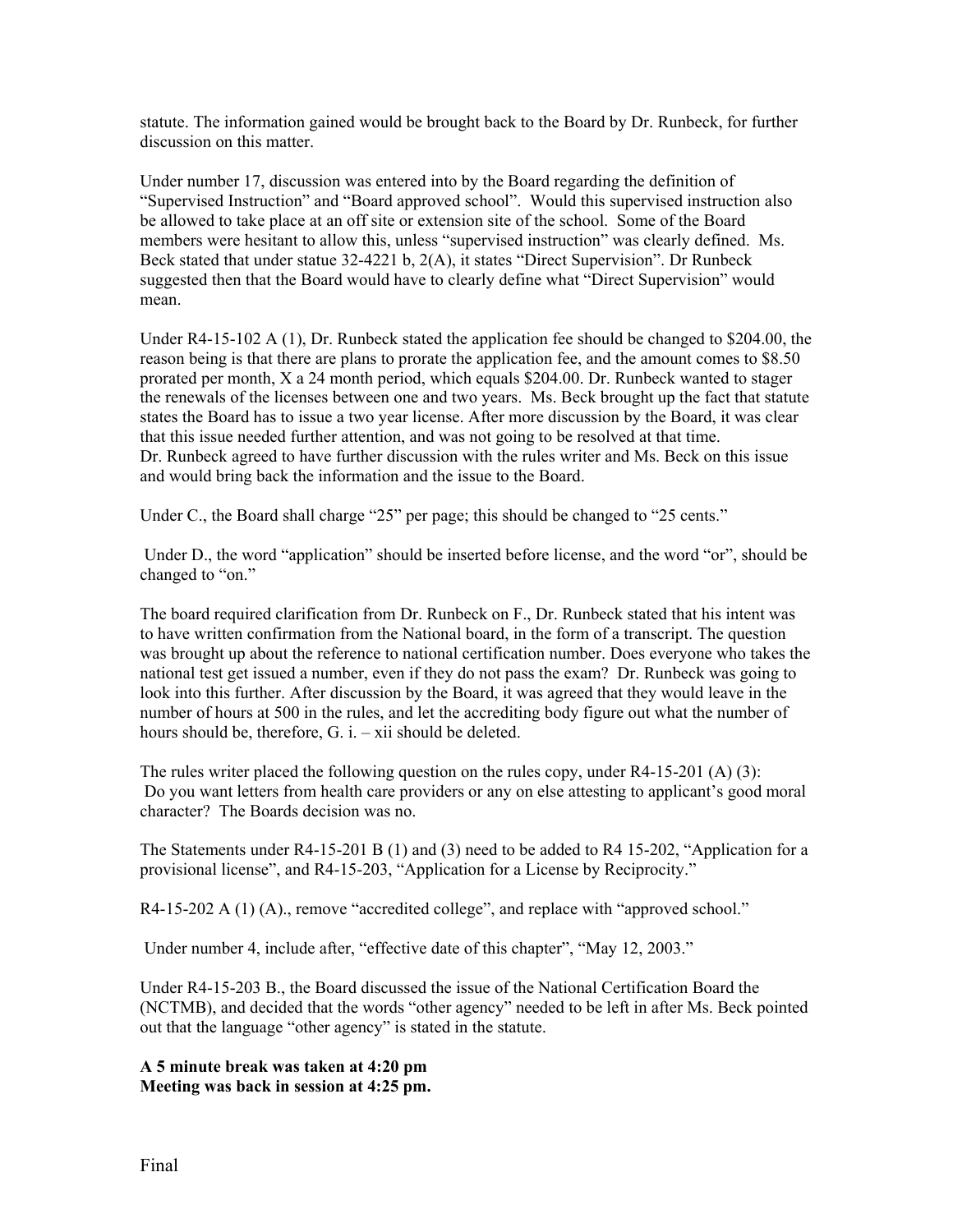statute. The information gained would be brought back to the Board by Dr. Runbeck, for further discussion on this matter.

Under number 17, discussion was entered into by the Board regarding the definition of "Supervised Instruction" and "Board approved school". Would this supervised instruction also be allowed to take place at an off site or extension site of the school. Some of the Board members were hesitant to allow this, unless "supervised instruction" was clearly defined. Ms. Beck stated that under statue 32-4221 b, 2(A), it states "Direct Supervision". Dr Runbeck suggested then that the Board would have to clearly define what "Direct Supervision" would mean.

Under R4-15-102 A (1), Dr. Runbeck stated the application fee should be changed to $204.00, the reason being is that there are plans to prorate the application fee, and the amount comes to $8.50 prorated per month, X a 24 month period, which equals $204.00. Dr. Runbeck wanted to stager the renewals of the licenses between one and two years. Ms. Beck brought up the fact that statute states the Board has to issue a two year license. After more discussion by the Board, it was clear that this issue needed further attention, and was not going to be resolved at that time. Dr. Runbeck agreed to have further discussion with the rules writer and Ms. Beck on this issue and would bring back the information and the issue to the Board.

Under C., the Board shall charge "25" per page; this should be changed to "25 cents."

Under D., the word "application" should be inserted before license, and the word "or", should be changed to "on."

The board required clarification from Dr. Runbeck on F., Dr. Runbeck stated that his intent was to have written confirmation from the National board, in the form of a transcript. The question was brought up about the reference to national certification number. Does everyone who takes the national test get issued a number, even if they do not pass the exam? Dr. Runbeck was going to look into this further. After discussion by the Board, it was agreed that they would leave in the number of hours at 500 in the rules, and let the accrediting body figure out what the number of hours should be, therefore, G. i. – xii should be deleted.

The rules writer placed the following question on the rules copy, under R4-15-201 (A) (3): Do you want letters from health care providers or any on else attesting to applicant's good moral character? The Boards decision was no.

The Statements under R4-15-201 B (1) and (3) need to be added to R4 15-202, "Application for a provisional license", and R4-15-203, "Application for a License by Reciprocity."

R4-15-202 A (1) (A)., remove "accredited college", and replace with "approved school."

Under number 4, include after, "effective date of this chapter", "May 12, 2003."

Under R4-15-203 B., the Board discussed the issue of the National Certification Board the (NCTMB), and decided that the words "other agency" needed to be left in after Ms. Beck pointed out that the language "other agency" is stated in the statute.

**A 5 minute break was taken at 4:20 pm**
**Meeting was back in session at 4:25 pm.**

Final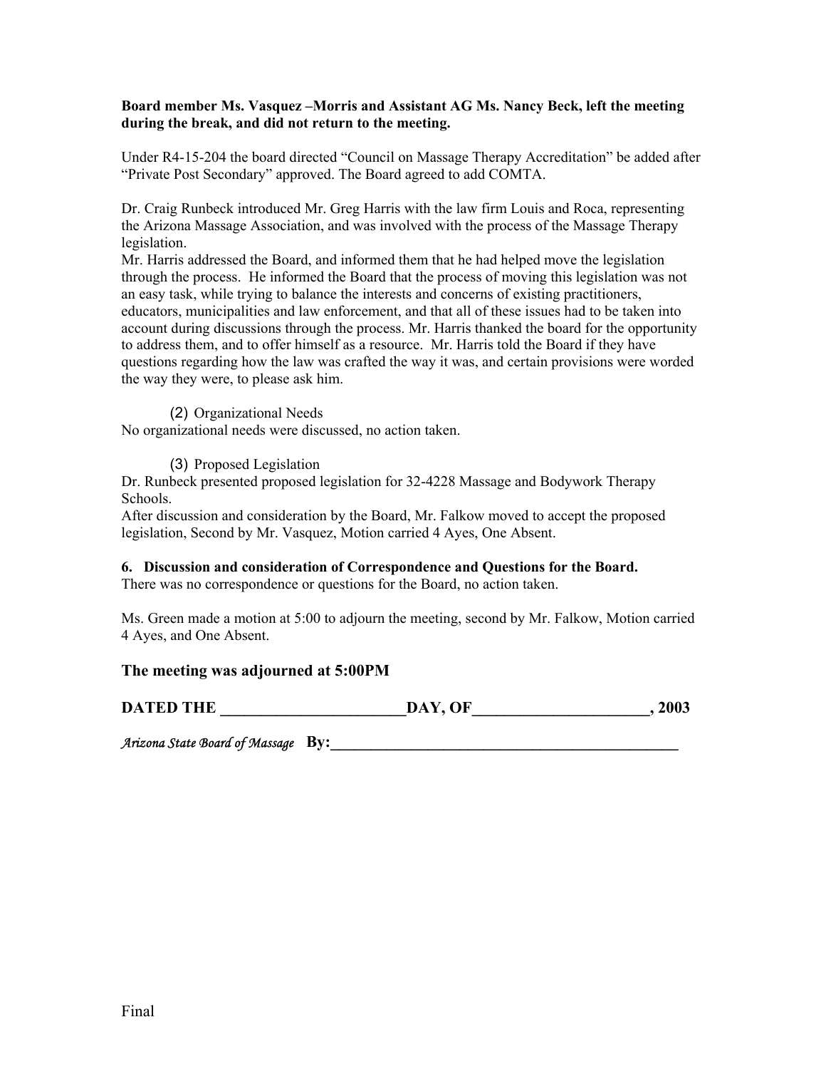**Board member Ms. Vasquez –Morris and Assistant AG Ms. Nancy Beck, left the meeting during the break, and did not return to the meeting.**

Under R4-15-204 the board directed "Council on Massage Therapy Accreditation" be added after "Private Post Secondary" approved. The Board agreed to add COMTA.

Dr. Craig Runbeck introduced Mr. Greg Harris with the law firm Louis and Roca, representing the Arizona Massage Association, and was involved with the process of the Massage Therapy legislation.
Mr. Harris addressed the Board, and informed them that he had helped move the legislation through the process. He informed the Board that the process of moving this legislation was not an easy task, while trying to balance the interests and concerns of existing practitioners, educators, municipalities and law enforcement, and that all of these issues had to be taken into account during discussions through the process. Mr. Harris thanked the board for the opportunity to address them, and to offer himself as a resource. Mr. Harris told the Board if they have questions regarding how the law was crafted the way it was, and certain provisions were worded the way they were, to please ask him.

(2) Organizational Needs
No organizational needs were discussed, no action taken.

(3) Proposed Legislation
Dr. Runbeck presented proposed legislation for 32-4228 Massage and Bodywork Therapy Schools.
After discussion and consideration by the Board, Mr. Falkow moved to accept the proposed legislation, Second by Mr. Vasquez, Motion carried 4 Ayes, One Absent.

**6. Discussion and consideration of Correspondence and Questions for the Board.**
There was no correspondence or questions for the Board, no action taken.

Ms. Green made a motion at 5:00 to adjourn the meeting, second by Mr. Falkow, Motion carried 4 Ayes, and One Absent.

**The meeting was adjourned at 5:00PM**

**DATED THE \_\_\_\_\_\_\_\_\_\_\_\_\_\_\_\_\_\_\_\_\_\_\_DAY, OF\_\_\_\_\_\_\_\_\_\_\_\_\_\_\_\_\_\_\_\_\_\_, 2003**

*Arizona State Board of Massage* **By:\_\_\_\_\_\_\_\_\_\_\_\_\_\_\_\_\_\_\_\_\_\_\_\_\_\_\_\_\_\_\_\_\_\_\_\_\_\_\_\_\_\_\_\_**

Final